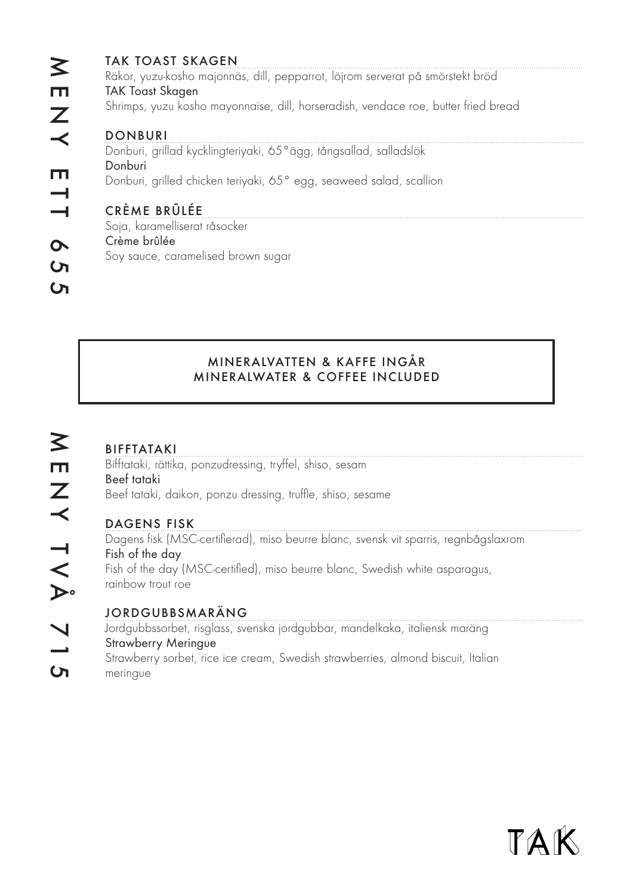## MENY ETT 655

### TAK TOAST SKAGEN

Räkor, yuzu-kosho majonnäs, dill, pepparrot, löjrom serverat på smörstekt bröd

TAK Toast Skagen

Shrimps, yuzu kosho mayonnaise, dill, horseradish, vendace roe, butter fried bread

### DONBURI

Donburi, grillad kycklingteriyaki, 65°ägg, tångsallad, salladslök

Donburi

Donburi, grilled chicken teriyaki, 65° egg, seaweed salad, scallion

### CRÈME BRÛLÉE

Soja, karamelliserat råsocker

Crème brûlée

Soy sauce, caramelised brown sugar

**MINERALVATTEN & KAFFE INGÅR**
**MINERALWATER & COFFEE INCLUDED**

## MENY TVÅ 715

### BIFFTATAKI

Bifftataki, rättika, ponzudressing, tryffel, shiso, sesam

Beef tataki

Beef tataki, daikon, ponzu dressing, truffle, shiso, sesame

### DAGENS FISK

Dagens fisk (MSC-certifierad), miso beurre blanc, svensk vit sparris, regnbågslaxrom

Fish of the day

Fish of the day (MSC-certified), miso beurre blanc, Swedish white asparagus, rainbow trout roe

### JORDGUBBSMARÄNG

Jordgubbssorbet, risglass, svenska jordgubbar, mandelkaka, italiensk maräng

Strawberry Meringue

Strawberry sorbet, rice ice cream, Swedish strawberries, almond biscuit, Italian meringue

TAK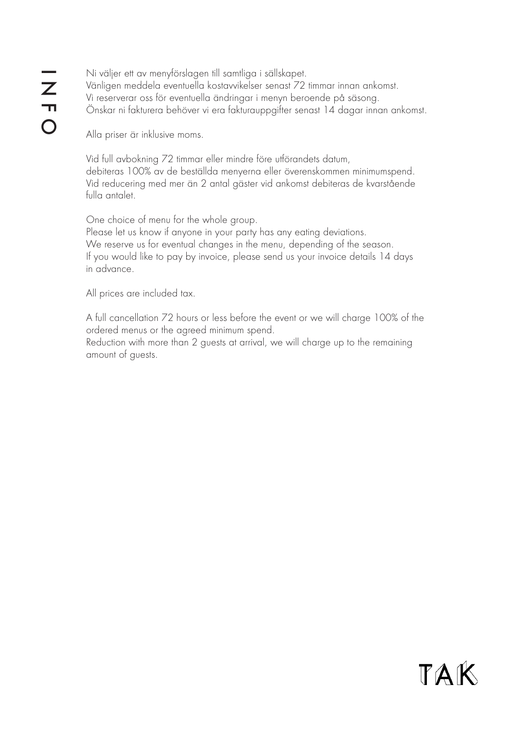# INFO

Ni väljer ett av menyförslagen till samtliga i sällskapet.
Vänligen meddela eventuella kostavvikelser senast 72 timmar innan ankomst.
Vi reserverar oss för eventuella ändringar i menyn beroende på säsong.
Önskar ni fakturera behöver vi era fakturauppgifter senast 14 dagar innan ankomst.

Alla priser är inklusive moms.

Vid full avbokning 72 timmar eller mindre före utförandets datum,
debiteras 100% av de beställda menyerna eller överenskommen minimumspend.
Vid reducering med mer än 2 antal gäster vid ankomst debiteras de kvarstående fulla antalet.

One choice of menu for the whole group.
Please let us know if anyone in your party has any eating deviations.
We reserve us for eventual changes in the menu, depending of the season.
If you would like to pay by invoice, please send us your invoice details 14 days in advance.

All prices are included tax.

A full cancellation 72 hours or less before the event or we will charge 100% of the ordered menus or the agreed minimum spend.
Reduction with more than 2 guests at arrival, we will charge up to the remaining amount of guests.

TAK